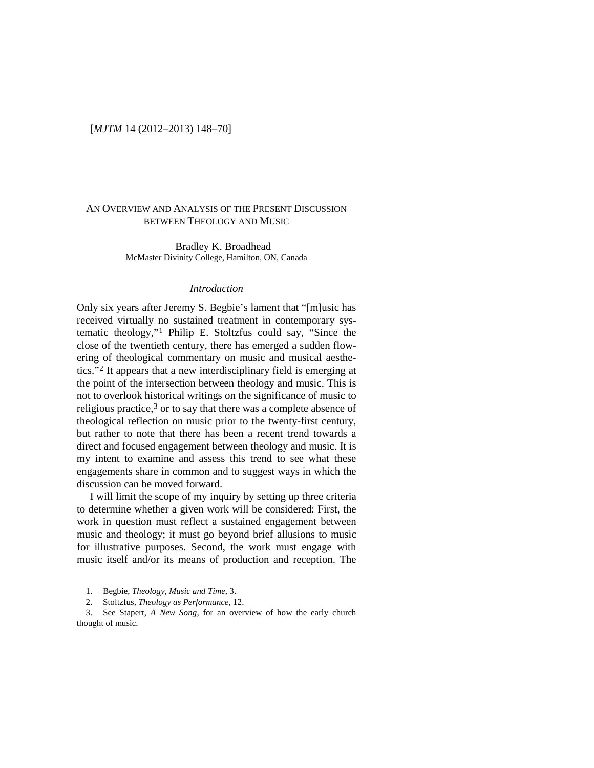# An Overview and Analysis of the Present Discussion between Theology and Music

Bradley K. Broadhead
McMaster Divinity College, Hamilton, ON, Canada

## *Introduction*

Only six years after Jeremy S. Begbie's lament that "[m]usic has received virtually no sustained treatment in contemporary systematic theology,"[1] Philip E. Stoltzfus could say, "Since the close of the twentieth century, there has emerged a sudden flowering of theological commentary on music and musical aesthetics."[2] It appears that a new interdisciplinary field is emerging at the point of the intersection between theology and music. This is not to overlook historical writings on the significance of music to religious practice,[3] or to say that there was a complete absence of theological reflection on music prior to the twenty-first century, but rather to note that there has been a recent trend towards a direct and focused engagement between theology and music. It is my intent to examine and assess this trend to see what these engagements share in common and to suggest ways in which the discussion can be moved forward.

I will limit the scope of my inquiry by setting up three criteria to determine whether a given work will be considered: First, the work in question must reflect a sustained engagement between music and theology; it must go beyond brief allusions to music for illustrative purposes. Second, the work must engage with music itself and/or its means of production and reception. The

1. Begbie, *Theology, Music and Time*, 3.

2. Stoltzfus, *Theology as Performance*, 12.

3. See Stapert, *A New Song*, for an overview of how the early church thought of music.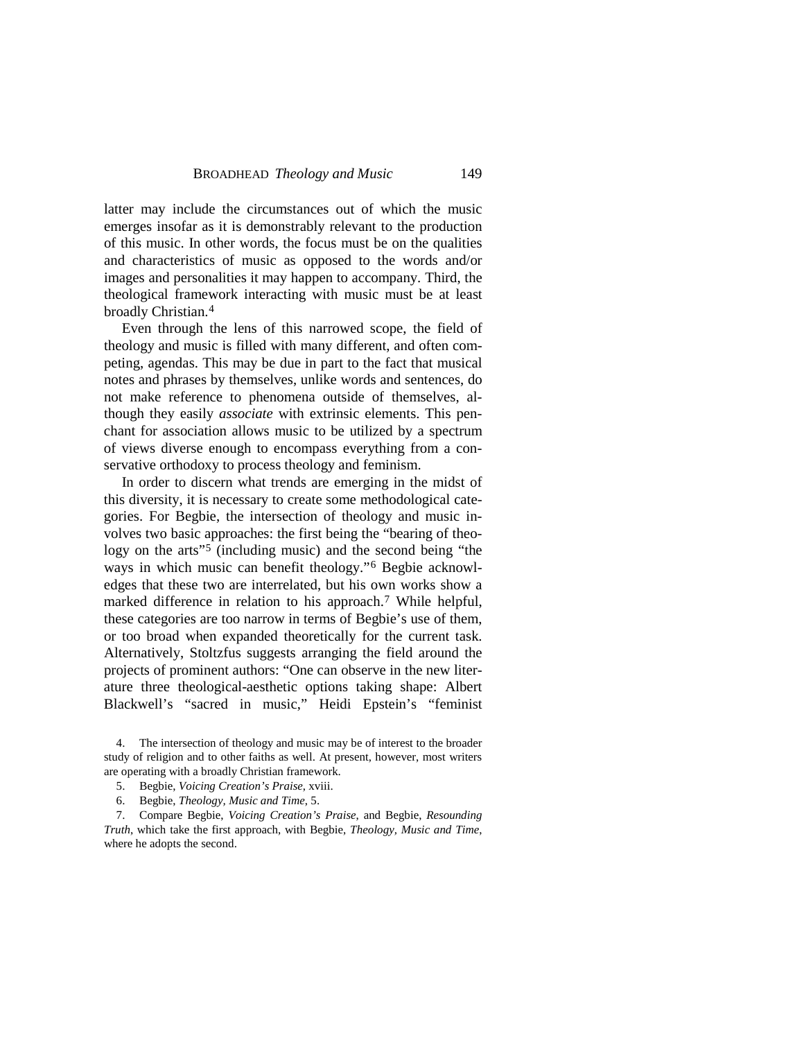latter may include the circumstances out of which the music emerges insofar as it is demonstrably relevant to the production of this music. In other words, the focus must be on the qualities and characteristics of music as opposed to the words and/or images and personalities it may happen to accompany. Third, the theological framework interacting with music must be at least broadly Christian.[4]

Even through the lens of this narrowed scope, the field of theology and music is filled with many different, and often competing, agendas. This may be due in part to the fact that musical notes and phrases by themselves, unlike words and sentences, do not make reference to phenomena outside of themselves, although they easily *associate* with extrinsic elements. This penchant for association allows music to be utilized by a spectrum of views diverse enough to encompass everything from a conservative orthodoxy to process theology and feminism.

In order to discern what trends are emerging in the midst of this diversity, it is necessary to create some methodological categories. For Begbie, the intersection of theology and music involves two basic approaches: the first being the "bearing of theology on the arts"[5] (including music) and the second being "the ways in which music can benefit theology."[6] Begbie acknowledges that these two are interrelated, but his own works show a marked difference in relation to his approach.[7] While helpful, these categories are too narrow in terms of Begbie's use of them, or too broad when expanded theoretically for the current task. Alternatively, Stoltzfus suggests arranging the field around the projects of prominent authors: "One can observe in the new literature three theological-aesthetic options taking shape: Albert Blackwell's "sacred in music," Heidi Epstein's "feminist

4. The intersection of theology and music may be of interest to the broader study of religion and to other faiths as well. At present, however, most writers are operating with a broadly Christian framework.

5. Begbie, *Voicing Creation's Praise*, xviii.

6. Begbie, *Theology, Music and Time*, 5.

7. Compare Begbie, *Voicing Creation's Praise*, and Begbie, *Resounding Truth*, which take the first approach, with Begbie, *Theology, Music and Time*, where he adopts the second.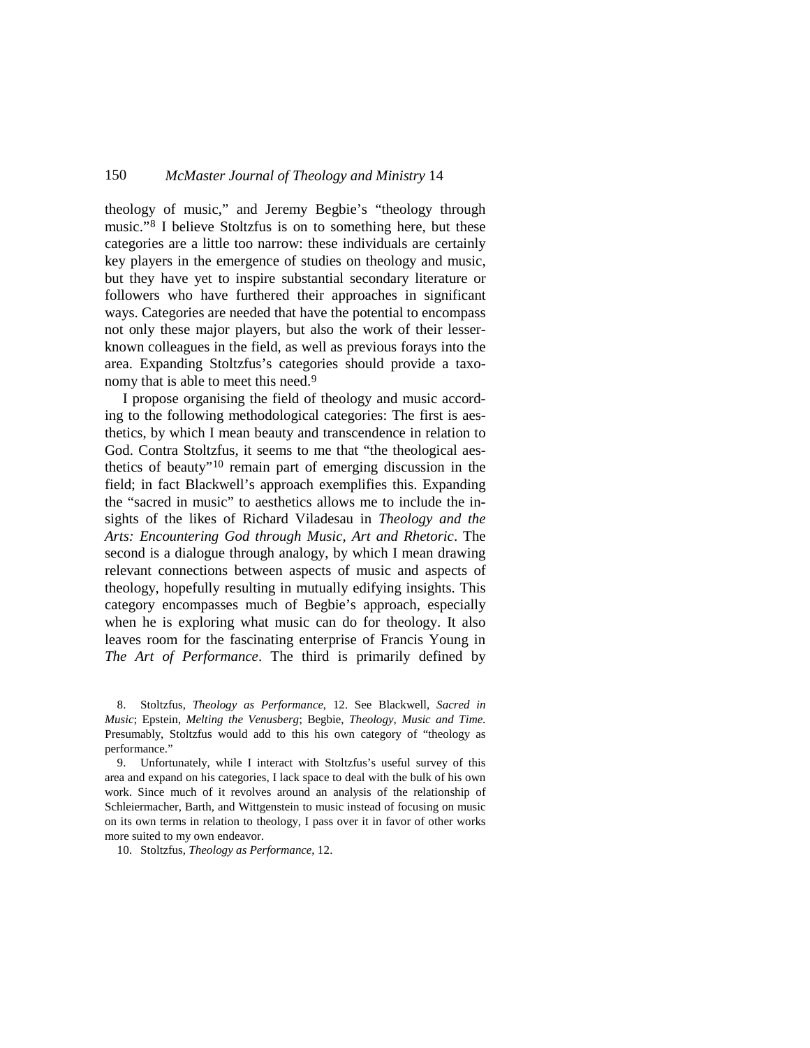theology of music," and Jeremy Begbie's "theology through music."[8] I believe Stoltzfus is on to something here, but these categories are a little too narrow: these individuals are certainly key players in the emergence of studies on theology and music, but they have yet to inspire substantial secondary literature or followers who have furthered their approaches in significant ways. Categories are needed that have the potential to encompass not only these major players, but also the work of their lesser-known colleagues in the field, as well as previous forays into the area. Expanding Stoltzfus's categories should provide a taxonomy that is able to meet this need.[9]

I propose organising the field of theology and music according to the following methodological categories: The first is aesthetics, by which I mean beauty and transcendence in relation to God. Contra Stoltzfus, it seems to me that "the theological aesthetics of beauty"[10] remain part of emerging discussion in the field; in fact Blackwell's approach exemplifies this. Expanding the "sacred in music" to aesthetics allows me to include the insights of the likes of Richard Viladesau in *Theology and the Arts: Encountering God through Music, Art and Rhetoric*. The second is a dialogue through analogy, by which I mean drawing relevant connections between aspects of music and aspects of theology, hopefully resulting in mutually edifying insights. This category encompasses much of Begbie's approach, especially when he is exploring what music can do for theology. It also leaves room for the fascinating enterprise of Francis Young in *The Art of Performance*. The third is primarily defined by

8. Stoltzfus, *Theology as Performance*, 12. See Blackwell, *Sacred in Music*; Epstein, *Melting the Venusberg*; Begbie, *Theology, Music and Time.* Presumably, Stoltzfus would add to this his own category of "theology as performance."

9. Unfortunately, while I interact with Stoltzfus's useful survey of this area and expand on his categories, I lack space to deal with the bulk of his own work. Since much of it revolves around an analysis of the relationship of Schleiermacher, Barth, and Wittgenstein to music instead of focusing on music on its own terms in relation to theology, I pass over it in favor of other works more suited to my own endeavor.

10. Stoltzfus, *Theology as Performance*, 12.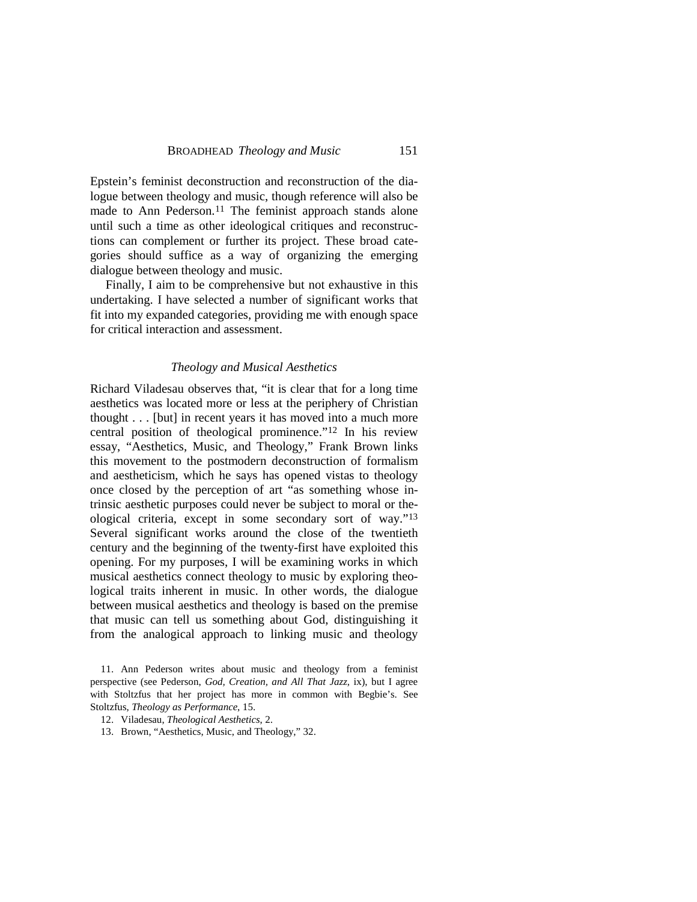Epstein's feminist deconstruction and reconstruction of the dialogue between theology and music, though reference will also be made to Ann Pederson.[11] The feminist approach stands alone until such a time as other ideological critiques and reconstructions can complement or further its project. These broad categories should suffice as a way of organizing the emerging dialogue between theology and music.

Finally, I aim to be comprehensive but not exhaustive in this undertaking. I have selected a number of significant works that fit into my expanded categories, providing me with enough space for critical interaction and assessment.

### *Theology and Musical Aesthetics*

Richard Viladesau observes that, "it is clear that for a long time aesthetics was located more or less at the periphery of Christian thought . . . [but] in recent years it has moved into a much more central position of theological prominence."[12] In his review essay, "Aesthetics, Music, and Theology," Frank Brown links this movement to the postmodern deconstruction of formalism and aestheticism, which he says has opened vistas to theology once closed by the perception of art "as something whose intrinsic aesthetic purposes could never be subject to moral or theological criteria, except in some secondary sort of way."[13] Several significant works around the close of the twentieth century and the beginning of the twenty-first have exploited this opening. For my purposes, I will be examining works in which musical aesthetics connect theology to music by exploring theological traits inherent in music. In other words, the dialogue between musical aesthetics and theology is based on the premise that music can tell us something about God, distinguishing it from the analogical approach to linking music and theology

11. Ann Pederson writes about music and theology from a feminist perspective (see Pederson, *God, Creation, and All That Jazz*, ix), but I agree with Stoltzfus that her project has more in common with Begbie's. See Stoltzfus, *Theology as Performance*, 15.

12. Viladesau, *Theological Aesthetics*, 2.

13. Brown, "Aesthetics, Music, and Theology," 32.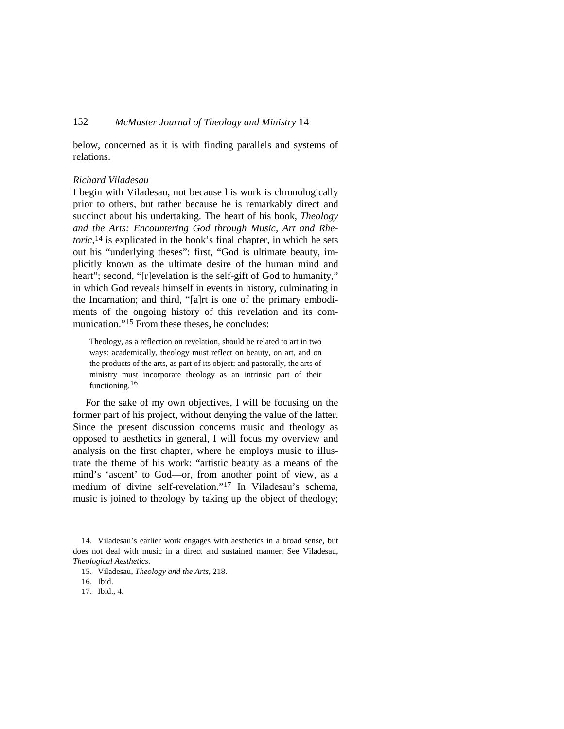below, concerned as it is with finding parallels and systems of relations.

*Richard Viladesau*

I begin with Viladesau, not because his work is chronologically prior to others, but rather because he is remarkably direct and succinct about his undertaking. The heart of his book, *Theology and the Arts: Encountering God through Music, Art and Rhetoric*,[14] is explicated in the book's final chapter, in which he sets out his "underlying theses": first, "God is ultimate beauty, implicitly known as the ultimate desire of the human mind and heart"; second, "[r]evelation is the self-gift of God to humanity," in which God reveals himself in events in history, culminating in the Incarnation; and third, "[a]rt is one of the primary embodiments of the ongoing history of this revelation and its communication."[15] From these theses, he concludes:

> Theology, as a reflection on revelation, should be related to art in two ways: academically, theology must reflect on beauty, on art, and on the products of the arts, as part of its object; and pastorally, the arts of ministry must incorporate theology as an intrinsic part of their functioning.[16]

For the sake of my own objectives, I will be focusing on the former part of his project, without denying the value of the latter. Since the present discussion concerns music and theology as opposed to aesthetics in general, I will focus my overview and analysis on the first chapter, where he employs music to illustrate the theme of his work: "artistic beauty as a means of the mind's 'ascent' to God—or, from another point of view, as a medium of divine self-revelation."[17] In Viladesau's schema, music is joined to theology by taking up the object of theology;

14. Viladesau's earlier work engages with aesthetics in a broad sense, but does not deal with music in a direct and sustained manner. See Viladesau, *Theological Aesthetics*.

15. Viladesau, *Theology and the Arts*, 218.

16. Ibid.

17. Ibid., 4.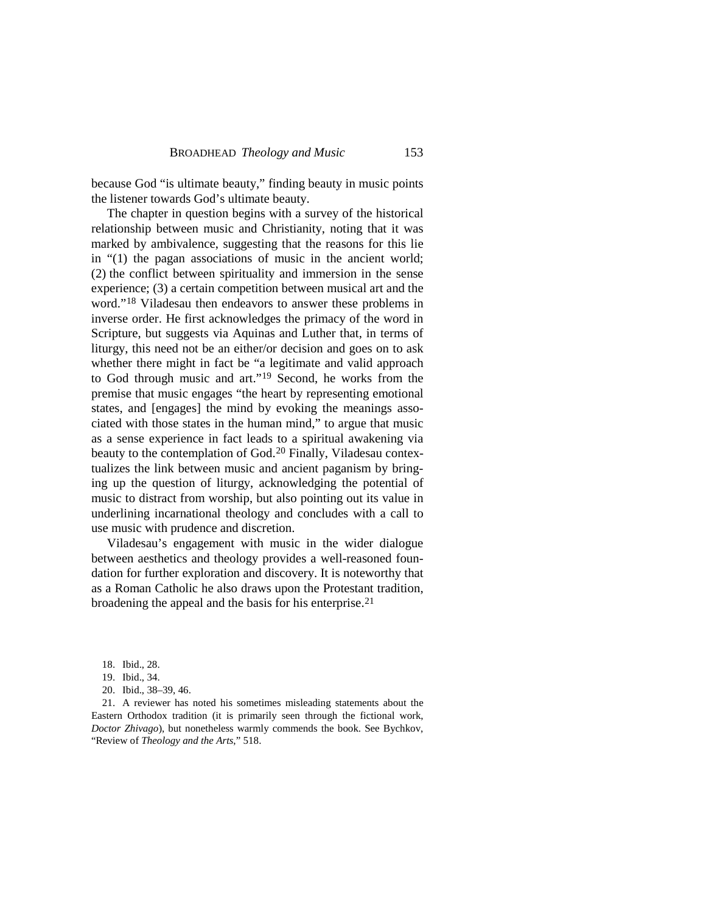because God "is ultimate beauty," finding beauty in music points the listener towards God's ultimate beauty.

The chapter in question begins with a survey of the historical relationship between music and Christianity, noting that it was marked by ambivalence, suggesting that the reasons for this lie in "(1) the pagan associations of music in the ancient world; (2) the conflict between spirituality and immersion in the sense experience; (3) a certain competition between musical art and the word."[18] Viladesau then endeavors to answer these problems in inverse order. He first acknowledges the primacy of the word in Scripture, but suggests via Aquinas and Luther that, in terms of liturgy, this need not be an either/or decision and goes on to ask whether there might in fact be "a legitimate and valid approach to God through music and art."[19] Second, he works from the premise that music engages "the heart by representing emotional states, and [engages] the mind by evoking the meanings associated with those states in the human mind," to argue that music as a sense experience in fact leads to a spiritual awakening via beauty to the contemplation of God.[20] Finally, Viladesau contextualizes the link between music and ancient paganism by bringing up the question of liturgy, acknowledging the potential of music to distract from worship, but also pointing out its value in underlining incarnational theology and concludes with a call to use music with prudence and discretion.

Viladesau's engagement with music in the wider dialogue between aesthetics and theology provides a well-reasoned foundation for further exploration and discovery. It is noteworthy that as a Roman Catholic he also draws upon the Protestant tradition, broadening the appeal and the basis for his enterprise.[21]

18. Ibid., 28.

19. Ibid., 34.

20. Ibid., 38–39, 46.

21. A reviewer has noted his sometimes misleading statements about the Eastern Orthodox tradition (it is primarily seen through the fictional work, *Doctor Zhivago*), but nonetheless warmly commends the book. See Bychkov, "Review of *Theology and the Arts*," 518.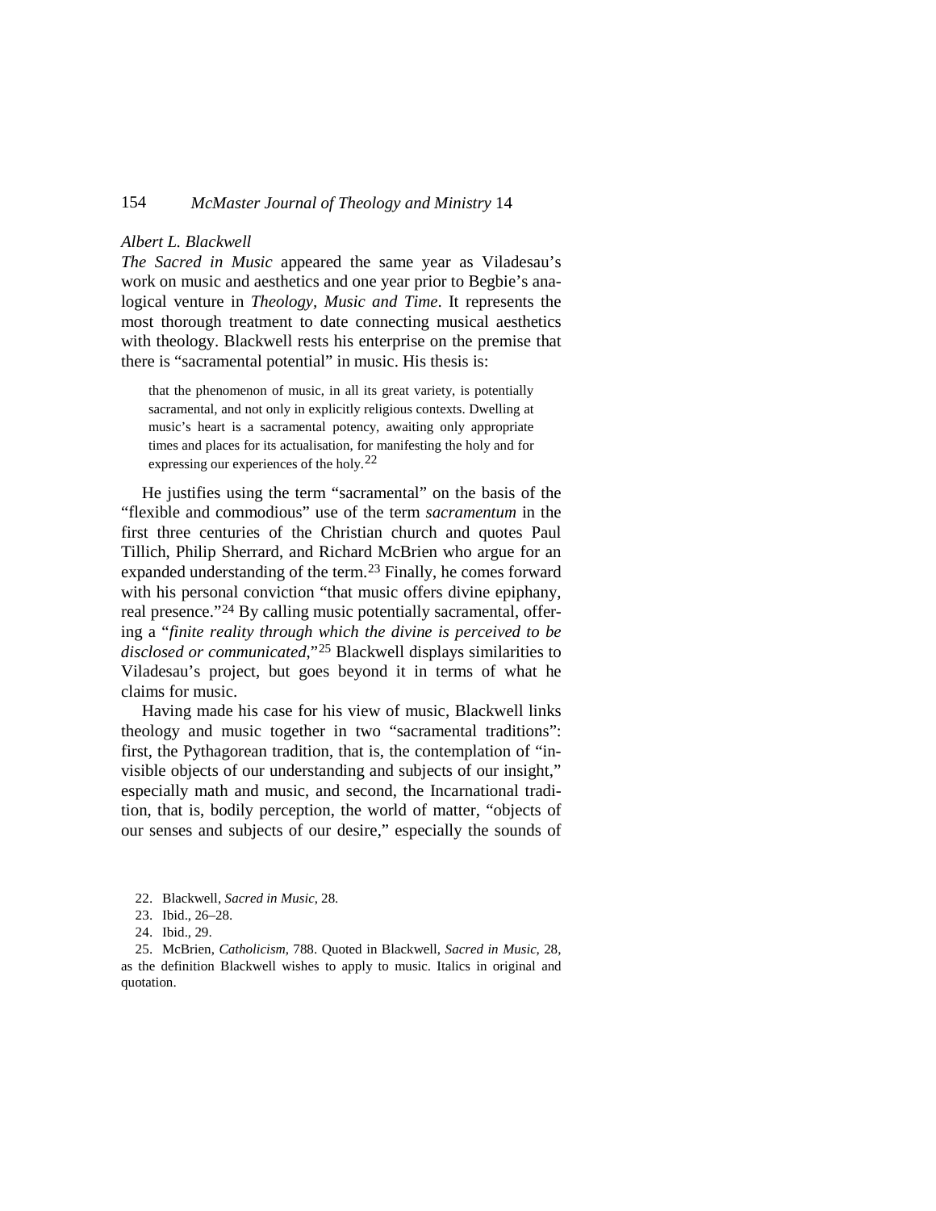*Albert L. Blackwell*

*The Sacred in Music* appeared the same year as Viladesau's work on music and aesthetics and one year prior to Begbie's analogical venture in *Theology, Music and Time*. It represents the most thorough treatment to date connecting musical aesthetics with theology. Blackwell rests his enterprise on the premise that there is "sacramental potential" in music. His thesis is:

> that the phenomenon of music, in all its great variety, is potentially sacramental, and not only in explicitly religious contexts. Dwelling at music's heart is a sacramental potency, awaiting only appropriate times and places for its actualisation, for manifesting the holy and for expressing our experiences of the holy.[22]

He justifies using the term "sacramental" on the basis of the "flexible and commodious" use of the term *sacramentum* in the first three centuries of the Christian church and quotes Paul Tillich, Philip Sherrard, and Richard McBrien who argue for an expanded understanding of the term.[23] Finally, he comes forward with his personal conviction "that music offers divine epiphany, real presence."[24] By calling music potentially sacramental, offering a "*finite reality through which the divine is perceived to be disclosed or communicated*,"[25] Blackwell displays similarities to Viladesau's project, but goes beyond it in terms of what he claims for music.

Having made his case for his view of music, Blackwell links theology and music together in two "sacramental traditions": first, the Pythagorean tradition, that is, the contemplation of "invisible objects of our understanding and subjects of our insight," especially math and music, and second, the Incarnational tradition, that is, bodily perception, the world of matter, "objects of our senses and subjects of our desire," especially the sounds of

22. Blackwell, *Sacred in Music*, 28.

23. Ibid., 26–28.

24. Ibid., 29.

25. McBrien, *Catholicism*, 788. Quoted in Blackwell, *Sacred in Music*, 28, as the definition Blackwell wishes to apply to music. Italics in original and quotation.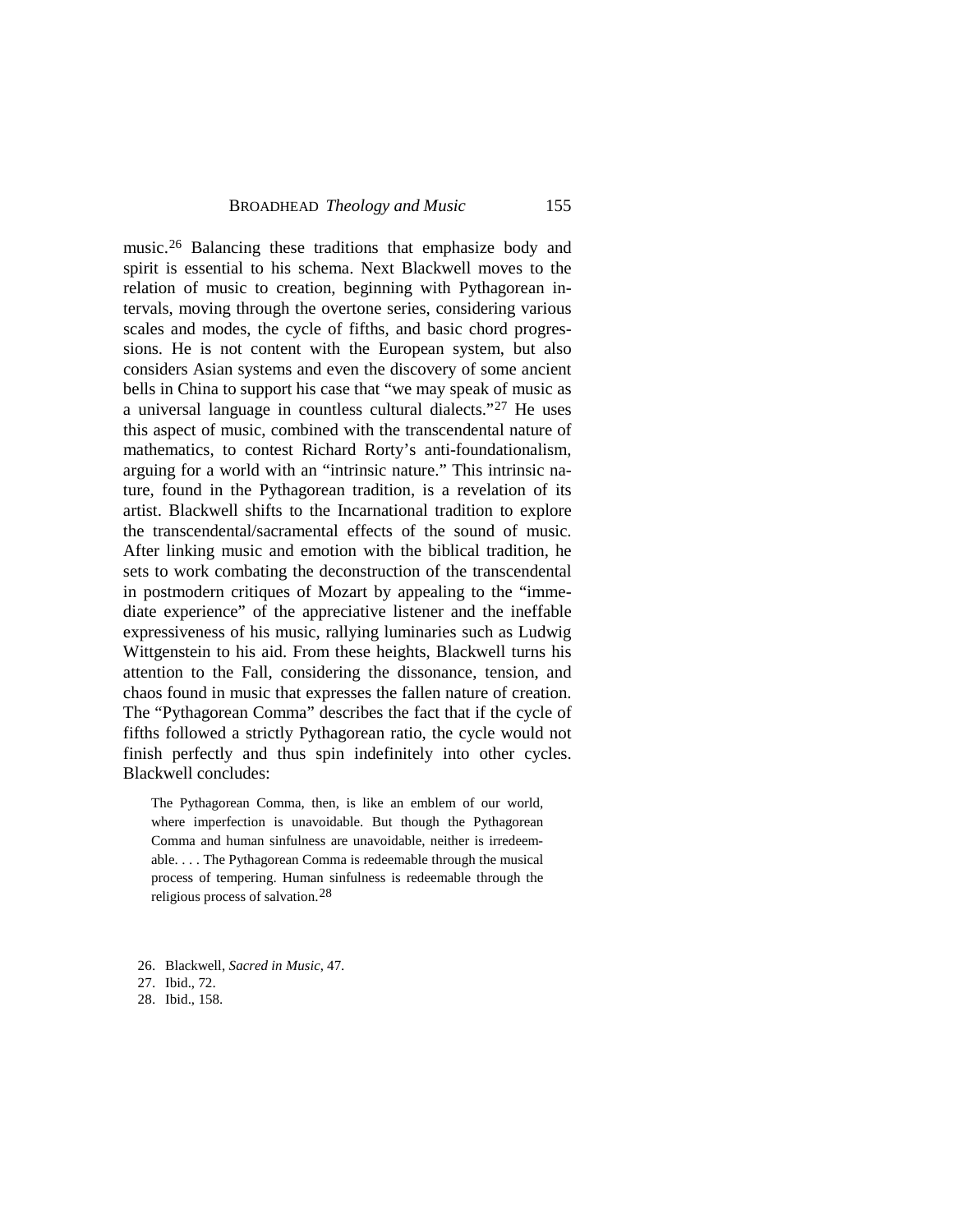music.[26] Balancing these traditions that emphasize body and spirit is essential to his schema. Next Blackwell moves to the relation of music to creation, beginning with Pythagorean intervals, moving through the overtone series, considering various scales and modes, the cycle of fifths, and basic chord progressions. He is not content with the European system, but also considers Asian systems and even the discovery of some ancient bells in China to support his case that "we may speak of music as a universal language in countless cultural dialects."[27] He uses this aspect of music, combined with the transcendental nature of mathematics, to contest Richard Rorty's anti-foundationalism, arguing for a world with an "intrinsic nature." This intrinsic nature, found in the Pythagorean tradition, is a revelation of its artist. Blackwell shifts to the Incarnational tradition to explore the transcendental/sacramental effects of the sound of music. After linking music and emotion with the biblical tradition, he sets to work combating the deconstruction of the transcendental in postmodern critiques of Mozart by appealing to the "immediate experience" of the appreciative listener and the ineffable expressiveness of his music, rallying luminaries such as Ludwig Wittgenstein to his aid. From these heights, Blackwell turns his attention to the Fall, considering the dissonance, tension, and chaos found in music that expresses the fallen nature of creation. The "Pythagorean Comma" describes the fact that if the cycle of fifths followed a strictly Pythagorean ratio, the cycle would not finish perfectly and thus spin indefinitely into other cycles. Blackwell concludes:

> The Pythagorean Comma, then, is like an emblem of our world, where imperfection is unavoidable. But though the Pythagorean Comma and human sinfulness are unavoidable, neither is irredeemable. . . . The Pythagorean Comma is redeemable through the musical process of tempering. Human sinfulness is redeemable through the religious process of salvation.[28]

26. Blackwell, *Sacred in Music*, 47.
27. Ibid., 72.
28. Ibid., 158.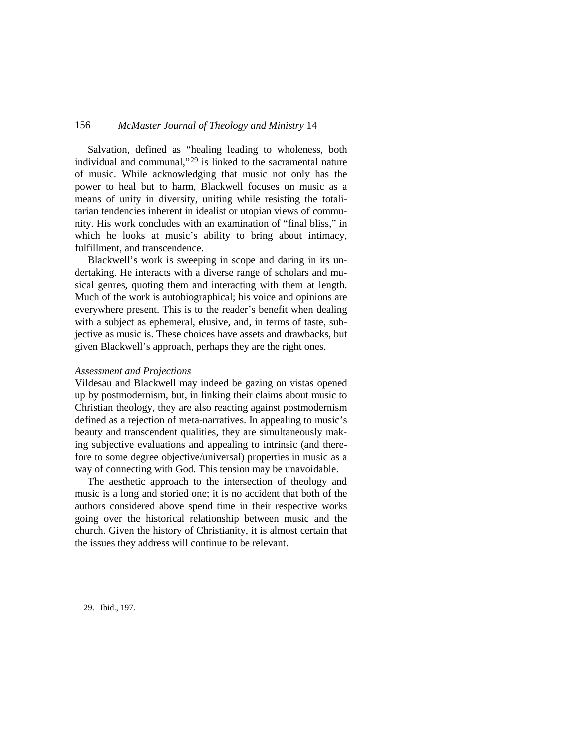Salvation, defined as "healing leading to wholeness, both individual and communal,"[29] is linked to the sacramental nature of music. While acknowledging that music not only has the power to heal but to harm, Blackwell focuses on music as a means of unity in diversity, uniting while resisting the totalitarian tendencies inherent in idealist or utopian views of community. His work concludes with an examination of "final bliss," in which he looks at music's ability to bring about intimacy, fulfillment, and transcendence.

Blackwell's work is sweeping in scope and daring in its undertaking. He interacts with a diverse range of scholars and musical genres, quoting them and interacting with them at length. Much of the work is autobiographical; his voice and opinions are everywhere present. This is to the reader's benefit when dealing with a subject as ephemeral, elusive, and, in terms of taste, subjective as music is. These choices have assets and drawbacks, but given Blackwell's approach, perhaps they are the right ones.

### *Assessment and Projections*

Vildesau and Blackwell may indeed be gazing on vistas opened up by postmodernism, but, in linking their claims about music to Christian theology, they are also reacting against postmodernism defined as a rejection of meta-narratives. In appealing to music's beauty and transcendent qualities, they are simultaneously making subjective evaluations and appealing to intrinsic (and therefore to some degree objective/universal) properties in music as a way of connecting with God. This tension may be unavoidable.

The aesthetic approach to the intersection of theology and music is a long and storied one; it is no accident that both of the authors considered above spend time in their respective works going over the historical relationship between music and the church. Given the history of Christianity, it is almost certain that the issues they address will continue to be relevant.

29. Ibid., 197.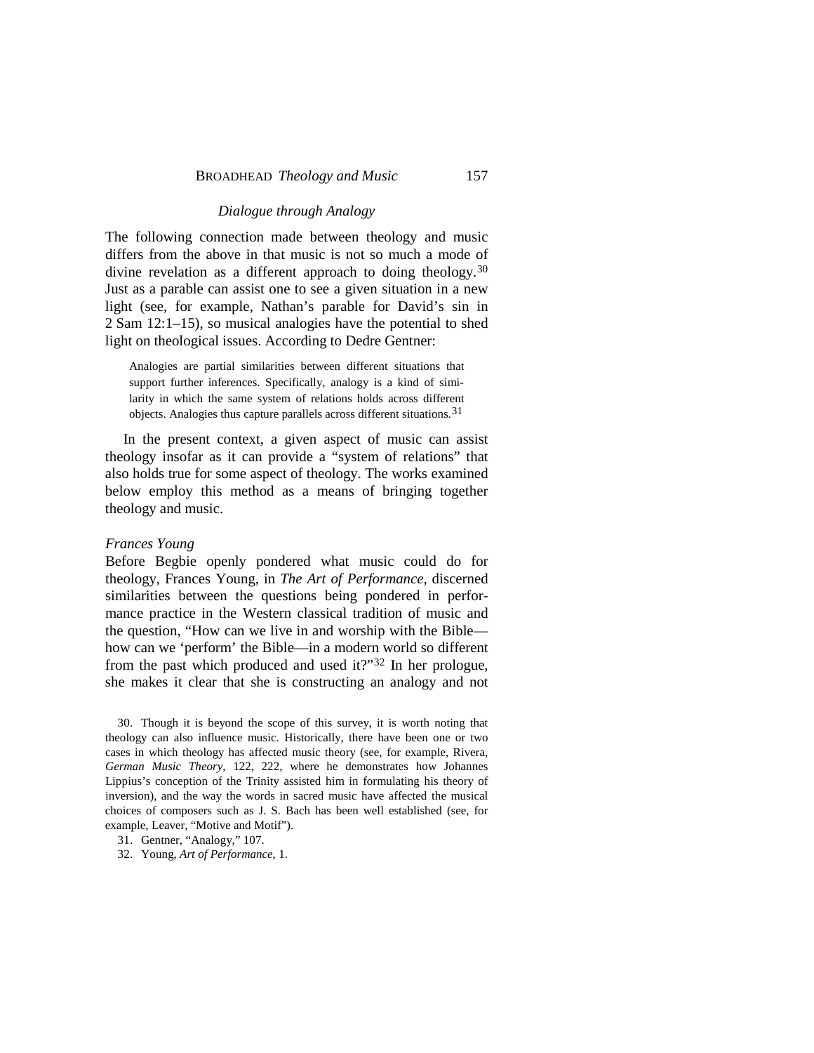### *Dialogue through Analogy*

The following connection made between theology and music differs from the above in that music is not so much a mode of divine revelation as a different approach to doing theology.[30] Just as a parable can assist one to see a given situation in a new light (see, for example, Nathan's parable for David's sin in 2 Sam 12:1–15), so musical analogies have the potential to shed light on theological issues. According to Dedre Gentner:

> Analogies are partial similarities between different situations that support further inferences. Specifically, analogy is a kind of similarity in which the same system of relations holds across different objects. Analogies thus capture parallels across different situations.[31]

In the present context, a given aspect of music can assist theology insofar as it can provide a "system of relations" that also holds true for some aspect of theology. The works examined below employ this method as a means of bringing together theology and music.

*Frances Young*

Before Begbie openly pondered what music could do for theology, Frances Young, in *The Art of Performance*, discerned similarities between the questions being pondered in performance practice in the Western classical tradition of music and the question, "How can we live in and worship with the Bible—how can we 'perform' the Bible—in a modern world so different from the past which produced and used it?"[32] In her prologue, she makes it clear that she is constructing an analogy and not

30. Though it is beyond the scope of this survey, it is worth noting that theology can also influence music. Historically, there have been one or two cases in which theology has affected music theory (see, for example, Rivera, *German Music Theory*, 122, 222, where he demonstrates how Johannes Lippius's conception of the Trinity assisted him in formulating his theory of inversion), and the way the words in sacred music have affected the musical choices of composers such as J. S. Bach has been well established (see, for example, Leaver, "Motive and Motif").

31. Gentner, "Analogy," 107.

32. Young, *Art of Performance*, 1.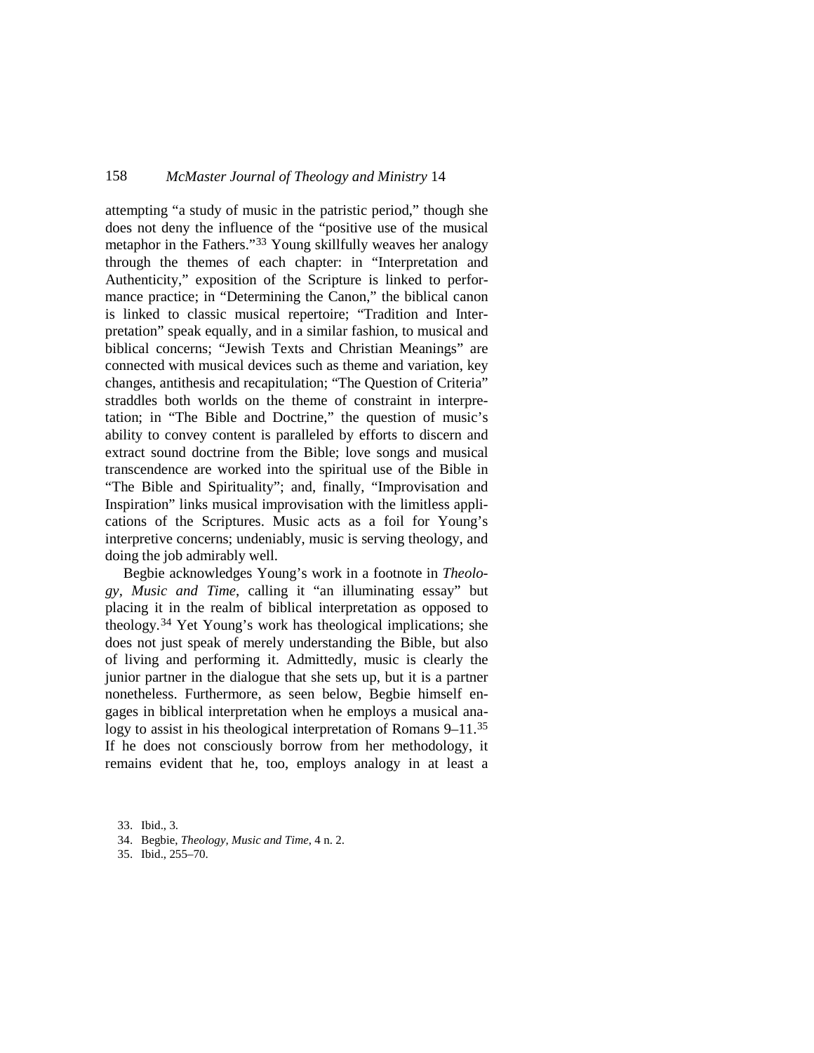attempting "a study of music in the patristic period," though she does not deny the influence of the "positive use of the musical metaphor in the Fathers."[33] Young skillfully weaves her analogy through the themes of each chapter: in "Interpretation and Authenticity," exposition of the Scripture is linked to performance practice; in "Determining the Canon," the biblical canon is linked to classic musical repertoire; "Tradition and Interpretation" speak equally, and in a similar fashion, to musical and biblical concerns; "Jewish Texts and Christian Meanings" are connected with musical devices such as theme and variation, key changes, antithesis and recapitulation; "The Question of Criteria" straddles both worlds on the theme of constraint in interpretation; in "The Bible and Doctrine," the question of music's ability to convey content is paralleled by efforts to discern and extract sound doctrine from the Bible; love songs and musical transcendence are worked into the spiritual use of the Bible in "The Bible and Spirituality"; and, finally, "Improvisation and Inspiration" links musical improvisation with the limitless applications of the Scriptures. Music acts as a foil for Young's interpretive concerns; undeniably, music is serving theology, and doing the job admirably well.

Begbie acknowledges Young's work in a footnote in *Theology, Music and Time*, calling it "an illuminating essay" but placing it in the realm of biblical interpretation as opposed to theology.[34] Yet Young's work has theological implications; she does not just speak of merely understanding the Bible, but also of living and performing it. Admittedly, music is clearly the junior partner in the dialogue that she sets up, but it is a partner nonetheless. Furthermore, as seen below, Begbie himself engages in biblical interpretation when he employs a musical analogy to assist in his theological interpretation of Romans 9–11.[35] If he does not consciously borrow from her methodology, it remains evident that he, too, employs analogy in at least a

33. Ibid., 3.

34. Begbie, *Theology, Music and Time*, 4 n. 2.

35. Ibid., 255–70.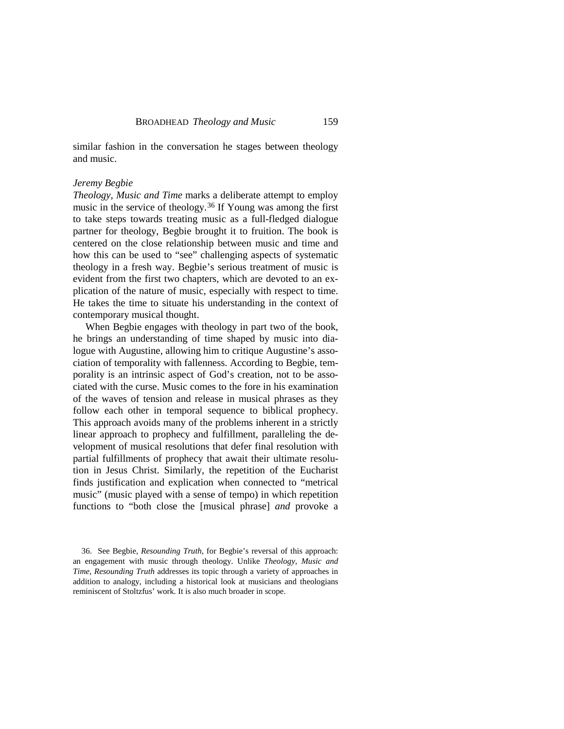similar fashion in the conversation he stages between theology and music.

*Jeremy Begbie*

*Theology, Music and Time* marks a deliberate attempt to employ music in the service of theology.[36] If Young was among the first to take steps towards treating music as a full-fledged dialogue partner for theology, Begbie brought it to fruition. The book is centered on the close relationship between music and time and how this can be used to "see" challenging aspects of systematic theology in a fresh way. Begbie's serious treatment of music is evident from the first two chapters, which are devoted to an explication of the nature of music, especially with respect to time. He takes the time to situate his understanding in the context of contemporary musical thought.

When Begbie engages with theology in part two of the book, he brings an understanding of time shaped by music into dialogue with Augustine, allowing him to critique Augustine's association of temporality with fallenness. According to Begbie, temporality is an intrinsic aspect of God's creation, not to be associated with the curse. Music comes to the fore in his examination of the waves of tension and release in musical phrases as they follow each other in temporal sequence to biblical prophecy. This approach avoids many of the problems inherent in a strictly linear approach to prophecy and fulfillment, paralleling the development of musical resolutions that defer final resolution with partial fulfillments of prophecy that await their ultimate resolution in Jesus Christ. Similarly, the repetition of the Eucharist finds justification and explication when connected to "metrical music" (music played with a sense of tempo) in which repetition functions to "both close the [musical phrase] *and* provoke a

36. See Begbie, *Resounding Truth*, for Begbie's reversal of this approach: an engagement with music through theology. Unlike *Theology, Music and Time*, *Resounding Truth* addresses its topic through a variety of approaches in addition to analogy, including a historical look at musicians and theologians reminiscent of Stoltzfus' work. It is also much broader in scope.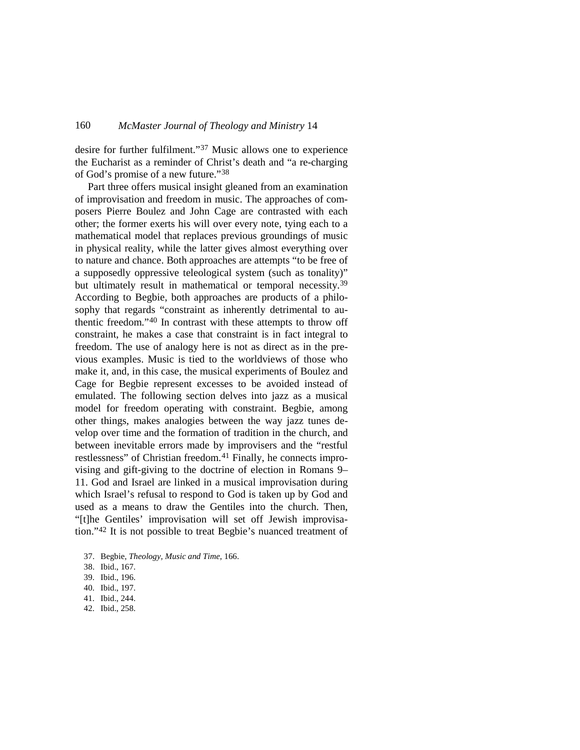desire for further fulfilment."[37] Music allows one to experience the Eucharist as a reminder of Christ's death and "a re-charging of God's promise of a new future."[38]

Part three offers musical insight gleaned from an examination of improvisation and freedom in music. The approaches of composers Pierre Boulez and John Cage are contrasted with each other; the former exerts his will over every note, tying each to a mathematical model that replaces previous groundings of music in physical reality, while the latter gives almost everything over to nature and chance. Both approaches are attempts "to be free of a supposedly oppressive teleological system (such as tonality)" but ultimately result in mathematical or temporal necessity.[39] According to Begbie, both approaches are products of a philosophy that regards "constraint as inherently detrimental to authentic freedom."[40] In contrast with these attempts to throw off constraint, he makes a case that constraint is in fact integral to freedom. The use of analogy here is not as direct as in the previous examples. Music is tied to the worldviews of those who make it, and, in this case, the musical experiments of Boulez and Cage for Begbie represent excesses to be avoided instead of emulated. The following section delves into jazz as a musical model for freedom operating with constraint. Begbie, among other things, makes analogies between the way jazz tunes develop over time and the formation of tradition in the church, and between inevitable errors made by improvisers and the "restful restlessness" of Christian freedom.[41] Finally, he connects improvising and gift-giving to the doctrine of election in Romans 9–11. God and Israel are linked in a musical improvisation during which Israel's refusal to respond to God is taken up by God and used as a means to draw the Gentiles into the church. Then, "[t]he Gentiles' improvisation will set off Jewish improvisation."[42] It is not possible to treat Begbie's nuanced treatment of

37. Begbie, *Theology, Music and Time*, 166.
38. Ibid., 167.
39. Ibid., 196.
40. Ibid., 197.
41. Ibid., 244.
42. Ibid., 258.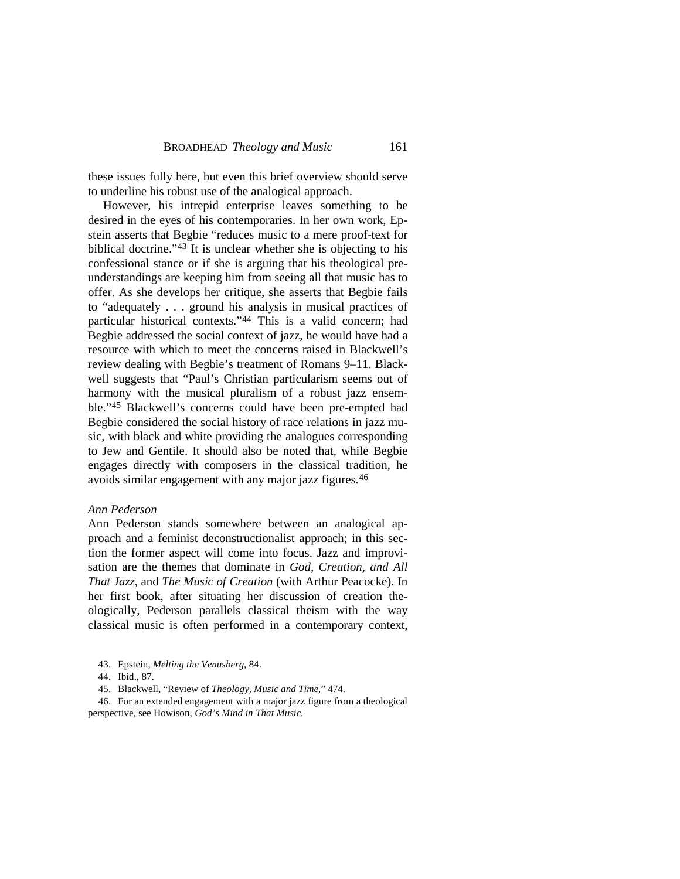these issues fully here, but even this brief overview should serve to underline his robust use of the analogical approach.

However, his intrepid enterprise leaves something to be desired in the eyes of his contemporaries. In her own work, Epstein asserts that Begbie "reduces music to a mere proof-text for biblical doctrine."[43] It is unclear whether she is objecting to his confessional stance or if she is arguing that his theological pre-understandings are keeping him from seeing all that music has to offer. As she develops her critique, she asserts that Begbie fails to "adequately . . . ground his analysis in musical practices of particular historical contexts."[44] This is a valid concern; had Begbie addressed the social context of jazz, he would have had a resource with which to meet the concerns raised in Blackwell's review dealing with Begbie's treatment of Romans 9–11. Blackwell suggests that "Paul's Christian particularism seems out of harmony with the musical pluralism of a robust jazz ensemble."[45] Blackwell's concerns could have been pre-empted had Begbie considered the social history of race relations in jazz music, with black and white providing the analogues corresponding to Jew and Gentile. It should also be noted that, while Begbie engages directly with composers in the classical tradition, he avoids similar engagement with any major jazz figures.[46]

### *Ann Pederson*

Ann Pederson stands somewhere between an analogical approach and a feminist deconstructionalist approach; in this section the former aspect will come into focus. Jazz and improvisation are the themes that dominate in *God, Creation, and All That Jazz*, and *The Music of Creation* (with Arthur Peacocke). In her first book, after situating her discussion of creation theologically, Pederson parallels classical theism with the way classical music is often performed in a contemporary context,

43. Epstein, *Melting the Venusberg*, 84.

44. Ibid., 87.

45. Blackwell, "Review of *Theology, Music and Time*," 474.

46. For an extended engagement with a major jazz figure from a theological perspective, see Howison, *God's Mind in That Music*.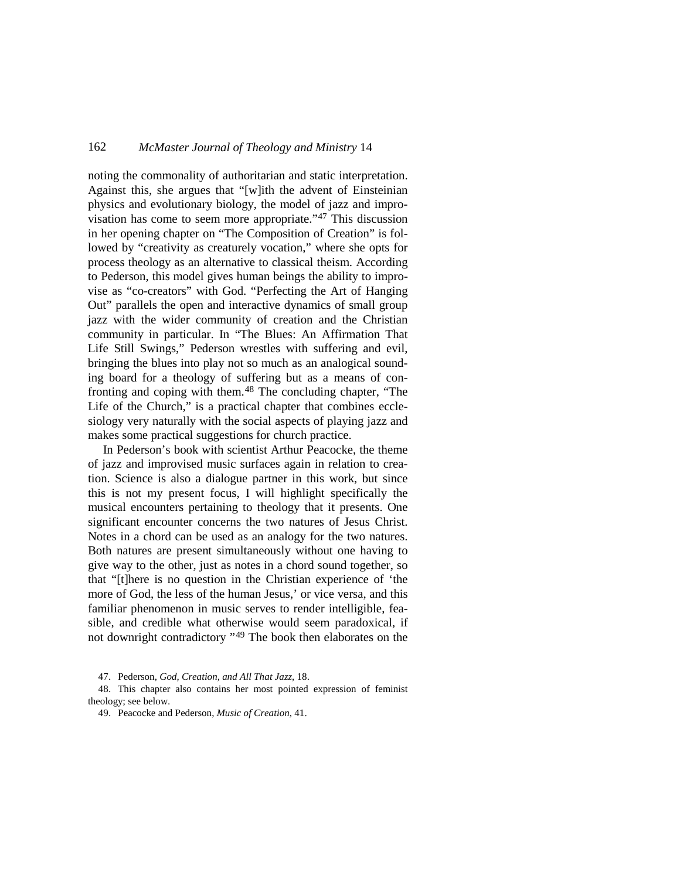noting the commonality of authoritarian and static interpretation. Against this, she argues that "[w]ith the advent of Einsteinian physics and evolutionary biology, the model of jazz and improvisation has come to seem more appropriate."[47] This discussion in her opening chapter on "The Composition of Creation" is followed by "creativity as creaturely vocation," where she opts for process theology as an alternative to classical theism. According to Pederson, this model gives human beings the ability to improvise as "co-creators" with God. "Perfecting the Art of Hanging Out" parallels the open and interactive dynamics of small group jazz with the wider community of creation and the Christian community in particular. In "The Blues: An Affirmation That Life Still Swings," Pederson wrestles with suffering and evil, bringing the blues into play not so much as an analogical sounding board for a theology of suffering but as a means of confronting and coping with them.[48] The concluding chapter, "The Life of the Church," is a practical chapter that combines ecclesiology very naturally with the social aspects of playing jazz and makes some practical suggestions for church practice.

In Pederson's book with scientist Arthur Peacocke, the theme of jazz and improvised music surfaces again in relation to creation. Science is also a dialogue partner in this work, but since this is not my present focus, I will highlight specifically the musical encounters pertaining to theology that it presents. One significant encounter concerns the two natures of Jesus Christ. Notes in a chord can be used as an analogy for the two natures. Both natures are present simultaneously without one having to give way to the other, just as notes in a chord sound together, so that "[t]here is no question in the Christian experience of 'the more of God, the less of the human Jesus,' or vice versa, and this familiar phenomenon in music serves to render intelligible, feasible, and credible what otherwise would seem paradoxical, if not downright contradictory "[49] The book then elaborates on the

47. Pederson, *God, Creation, and All That Jazz*, 18.

48. This chapter also contains her most pointed expression of feminist theology; see below.

49. Peacocke and Pederson, *Music of Creation*, 41.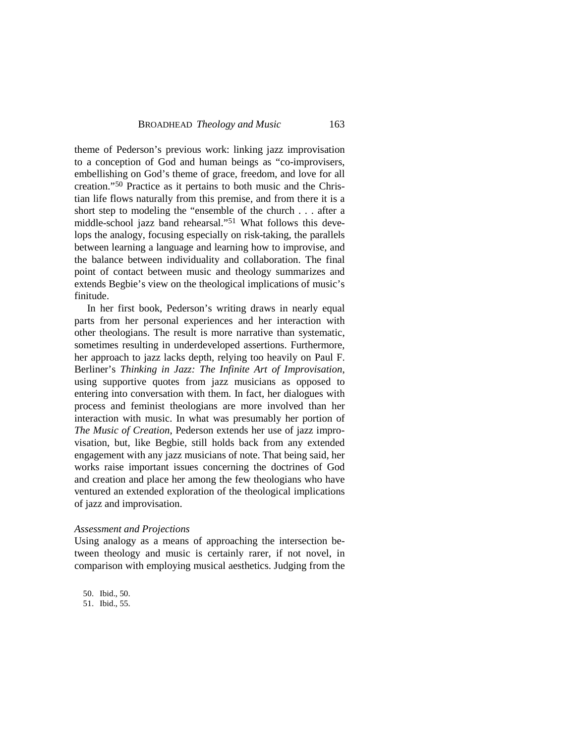theme of Pederson's previous work: linking jazz improvisation to a conception of God and human beings as "co-improvisers, embellishing on God's theme of grace, freedom, and love for all creation."[50] Practice as it pertains to both music and the Christian life flows naturally from this premise, and from there it is a short step to modeling the "ensemble of the church . . . after a middle-school jazz band rehearsal."[51] What follows this develops the analogy, focusing especially on risk-taking, the parallels between learning a language and learning how to improvise, and the balance between individuality and collaboration. The final point of contact between music and theology summarizes and extends Begbie's view on the theological implications of music's finitude.

In her first book, Pederson's writing draws in nearly equal parts from her personal experiences and her interaction with other theologians. The result is more narrative than systematic, sometimes resulting in underdeveloped assertions. Furthermore, her approach to jazz lacks depth, relying too heavily on Paul F. Berliner's *Thinking in Jazz: The Infinite Art of Improvisation*, using supportive quotes from jazz musicians as opposed to entering into conversation with them. In fact, her dialogues with process and feminist theologians are more involved than her interaction with music. In what was presumably her portion of *The Music of Creation*, Pederson extends her use of jazz improvisation, but, like Begbie, still holds back from any extended engagement with any jazz musicians of note. That being said, her works raise important issues concerning the doctrines of God and creation and place her among the few theologians who have ventured an extended exploration of the theological implications of jazz and improvisation.

*Assessment and Projections*

Using analogy as a means of approaching the intersection between theology and music is certainly rarer, if not novel, in comparison with employing musical aesthetics. Judging from the

50. Ibid., 50.
51. Ibid., 55.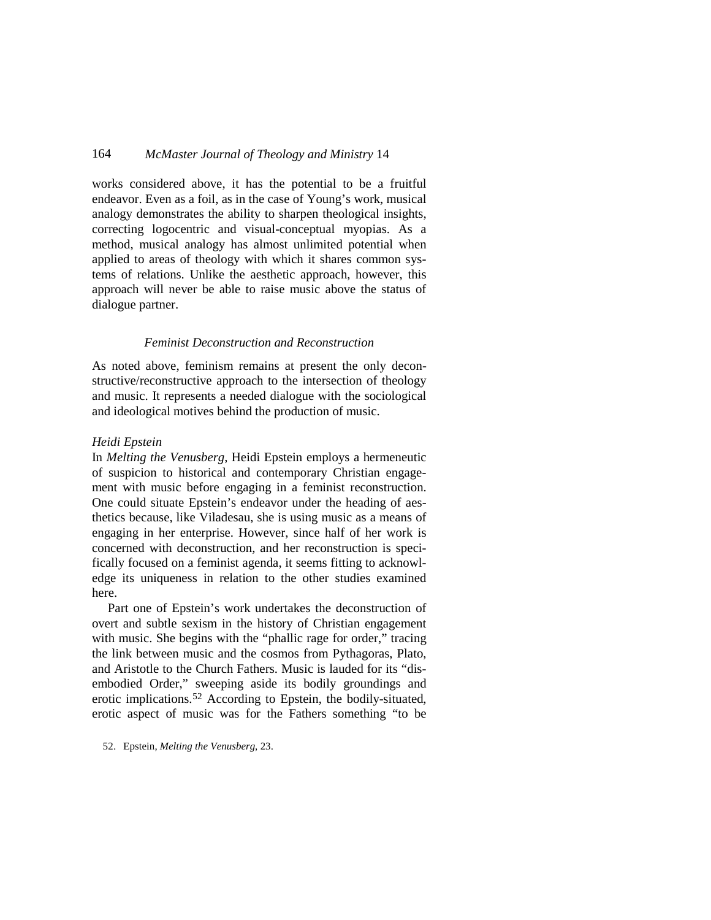works considered above, it has the potential to be a fruitful endeavor. Even as a foil, as in the case of Young's work, musical analogy demonstrates the ability to sharpen theological insights, correcting logocentric and visual-conceptual myopias. As a method, musical analogy has almost unlimited potential when applied to areas of theology with which it shares common systems of relations. Unlike the aesthetic approach, however, this approach will never be able to raise music above the status of dialogue partner.

### *Feminist Deconstruction and Reconstruction*

As noted above, feminism remains at present the only deconstructive/reconstructive approach to the intersection of theology and music. It represents a needed dialogue with the sociological and ideological motives behind the production of music.

#### *Heidi Epstein*

In *Melting the Venusberg*, Heidi Epstein employs a hermeneutic of suspicion to historical and contemporary Christian engagement with music before engaging in a feminist reconstruction. One could situate Epstein's endeavor under the heading of aesthetics because, like Viladesau, she is using music as a means of engaging in her enterprise. However, since half of her work is concerned with deconstruction, and her reconstruction is specifically focused on a feminist agenda, it seems fitting to acknowledge its uniqueness in relation to the other studies examined here.

Part one of Epstein's work undertakes the deconstruction of overt and subtle sexism in the history of Christian engagement with music. She begins with the "phallic rage for order," tracing the link between music and the cosmos from Pythagoras, Plato, and Aristotle to the Church Fathers. Music is lauded for its "disembodied Order," sweeping aside its bodily groundings and erotic implications.[52] According to Epstein, the bodily-situated, erotic aspect of music was for the Fathers something "to be

52. Epstein, *Melting the Venusberg*, 23.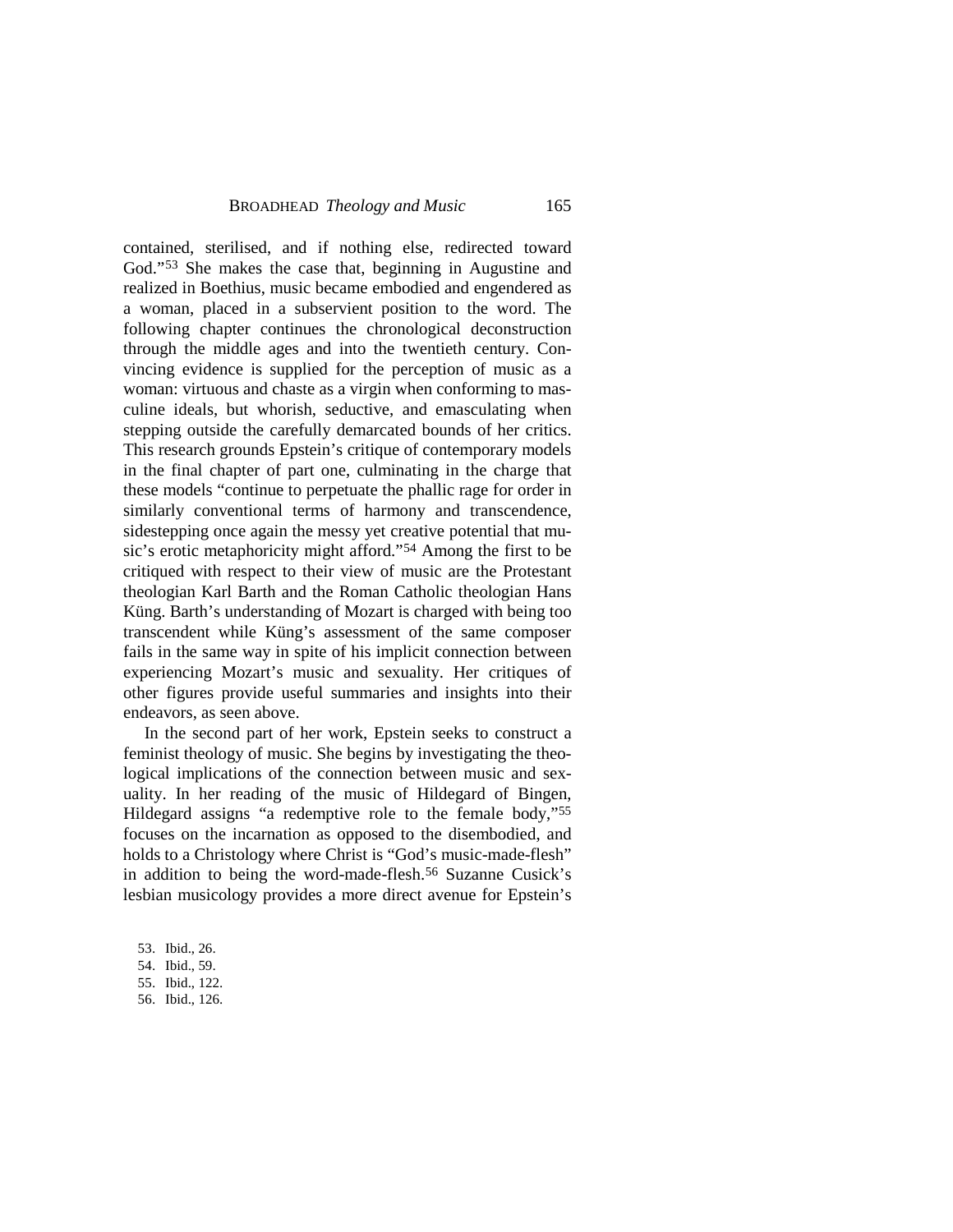contained, sterilised, and if nothing else, redirected toward God."[53] She makes the case that, beginning in Augustine and realized in Boethius, music became embodied and engendered as a woman, placed in a subservient position to the word. The following chapter continues the chronological deconstruction through the middle ages and into the twentieth century. Convincing evidence is supplied for the perception of music as a woman: virtuous and chaste as a virgin when conforming to masculine ideals, but whorish, seductive, and emasculating when stepping outside the carefully demarcated bounds of her critics. This research grounds Epstein's critique of contemporary models in the final chapter of part one, culminating in the charge that these models "continue to perpetuate the phallic rage for order in similarly conventional terms of harmony and transcendence, sidestepping once again the messy yet creative potential that music's erotic metaphoricity might afford."[54] Among the first to be critiqued with respect to their view of music are the Protestant theologian Karl Barth and the Roman Catholic theologian Hans Küng. Barth's understanding of Mozart is charged with being too transcendent while Küng's assessment of the same composer fails in the same way in spite of his implicit connection between experiencing Mozart's music and sexuality. Her critiques of other figures provide useful summaries and insights into their endeavors, as seen above.

In the second part of her work, Epstein seeks to construct a feminist theology of music. She begins by investigating the theological implications of the connection between music and sexuality. In her reading of the music of Hildegard of Bingen, Hildegard assigns "a redemptive role to the female body,"[55] focuses on the incarnation as opposed to the disembodied, and holds to a Christology where Christ is "God's music-made-flesh" in addition to being the word-made-flesh.[56] Suzanne Cusick's lesbian musicology provides a more direct avenue for Epstein's

53. Ibid., 26.
54. Ibid., 59.
55. Ibid., 122.
56. Ibid., 126.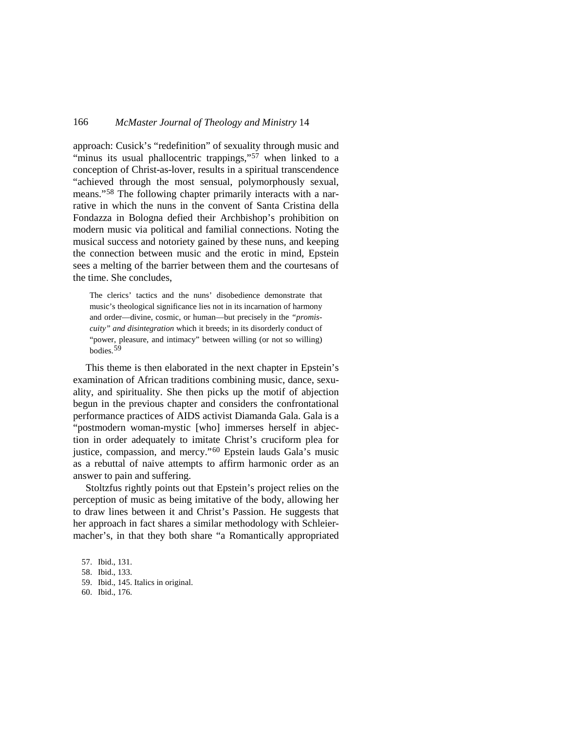approach: Cusick's "redefinition" of sexuality through music and "minus its usual phallocentric trappings,"[57] when linked to a conception of Christ-as-lover, results in a spiritual transcendence "achieved through the most sensual, polymorphously sexual, means."[58] The following chapter primarily interacts with a narrative in which the nuns in the convent of Santa Cristina della Fondazza in Bologna defied their Archbishop's prohibition on modern music via political and familial connections. Noting the musical success and notoriety gained by these nuns, and keeping the connection between music and the erotic in mind, Epstein sees a melting of the barrier between them and the courtesans of the time. She concludes,

> The clerics' tactics and the nuns' disobedience demonstrate that music's theological significance lies not in its incarnation of harmony and order—divine, cosmic, or human—but precisely in the *"promiscuity" and disintegration* which it breeds; in its disorderly conduct of "power, pleasure, and intimacy" between willing (or not so willing) bodies.[59]

This theme is then elaborated in the next chapter in Epstein's examination of African traditions combining music, dance, sexuality, and spirituality. She then picks up the motif of abjection begun in the previous chapter and considers the confrontational performance practices of AIDS activist Diamanda Gala. Gala is a "postmodern woman-mystic [who] immerses herself in abjection in order adequately to imitate Christ's cruciform plea for justice, compassion, and mercy."[60] Epstein lauds Gala's music as a rebuttal of naive attempts to affirm harmonic order as an answer to pain and suffering.

Stoltzfus rightly points out that Epstein's project relies on the perception of music as being imitative of the body, allowing her to draw lines between it and Christ's Passion. He suggests that her approach in fact shares a similar methodology with Schleiermacher's, in that they both share "a Romantically appropriated

57. Ibid., 131.
58. Ibid., 133.
59. Ibid., 145. Italics in original.
60. Ibid., 176.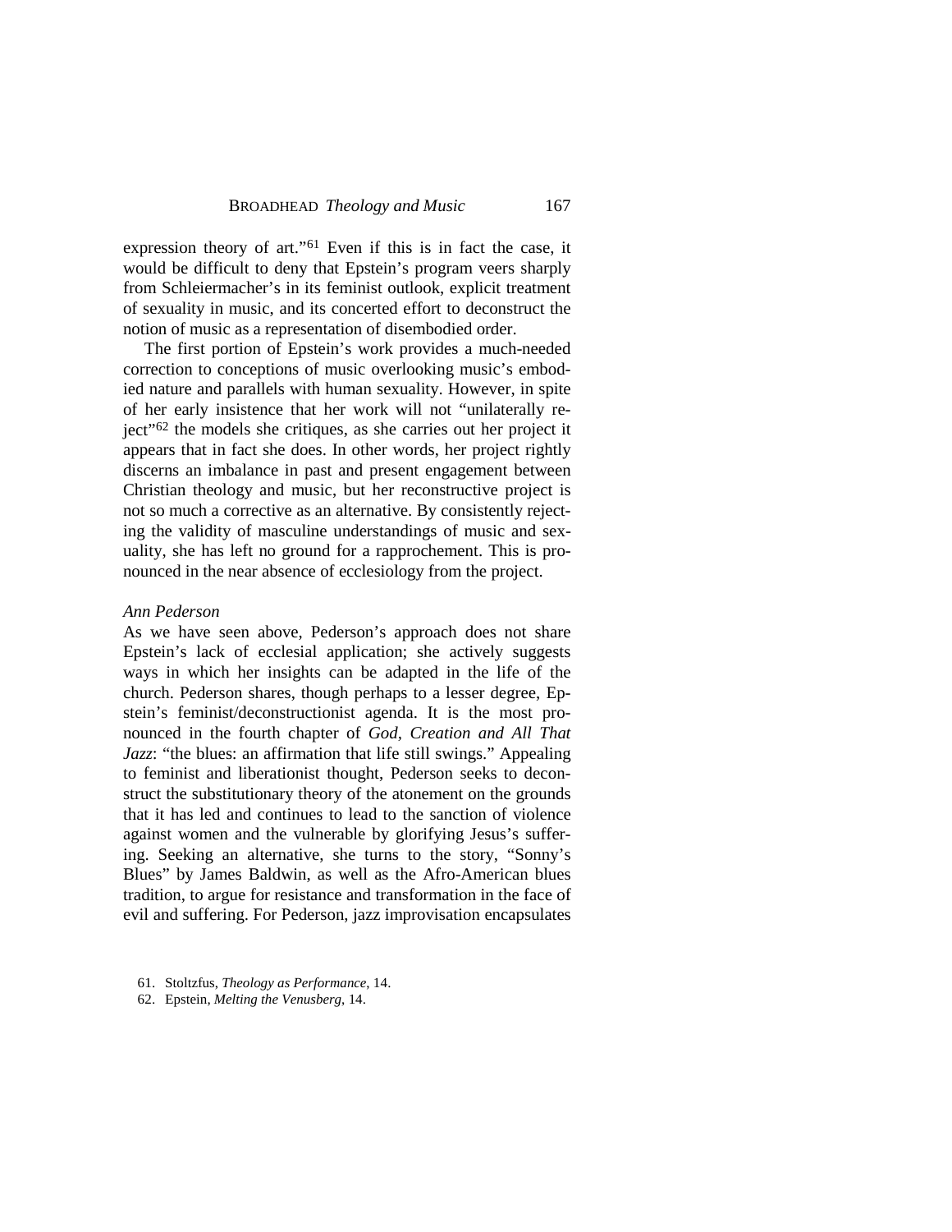expression theory of art."[61] Even if this is in fact the case, it would be difficult to deny that Epstein's program veers sharply from Schleiermacher's in its feminist outlook, explicit treatment of sexuality in music, and its concerted effort to deconstruct the notion of music as a representation of disembodied order.

The first portion of Epstein's work provides a much-needed correction to conceptions of music overlooking music's embodied nature and parallels with human sexuality. However, in spite of her early insistence that her work will not "unilaterally reject"[62] the models she critiques, as she carries out her project it appears that in fact she does. In other words, her project rightly discerns an imbalance in past and present engagement between Christian theology and music, but her reconstructive project is not so much a corrective as an alternative. By consistently rejecting the validity of masculine understandings of music and sexuality, she has left no ground for a rapprochement. This is pronounced in the near absence of ecclesiology from the project.

### *Ann Pederson*

As we have seen above, Pederson's approach does not share Epstein's lack of ecclesial application; she actively suggests ways in which her insights can be adapted in the life of the church. Pederson shares, though perhaps to a lesser degree, Epstein's feminist/deconstructionist agenda. It is the most pronounced in the fourth chapter of *God, Creation and All That Jazz*: "the blues: an affirmation that life still swings." Appealing to feminist and liberationist thought, Pederson seeks to deconstruct the substitutionary theory of the atonement on the grounds that it has led and continues to lead to the sanction of violence against women and the vulnerable by glorifying Jesus's suffering. Seeking an alternative, she turns to the story, "Sonny's Blues" by James Baldwin, as well as the Afro-American blues tradition, to argue for resistance and transformation in the face of evil and suffering. For Pederson, jazz improvisation encapsulates

61. Stoltzfus, *Theology as Performance*, 14.

62. Epstein, *Melting the Venusberg*, 14.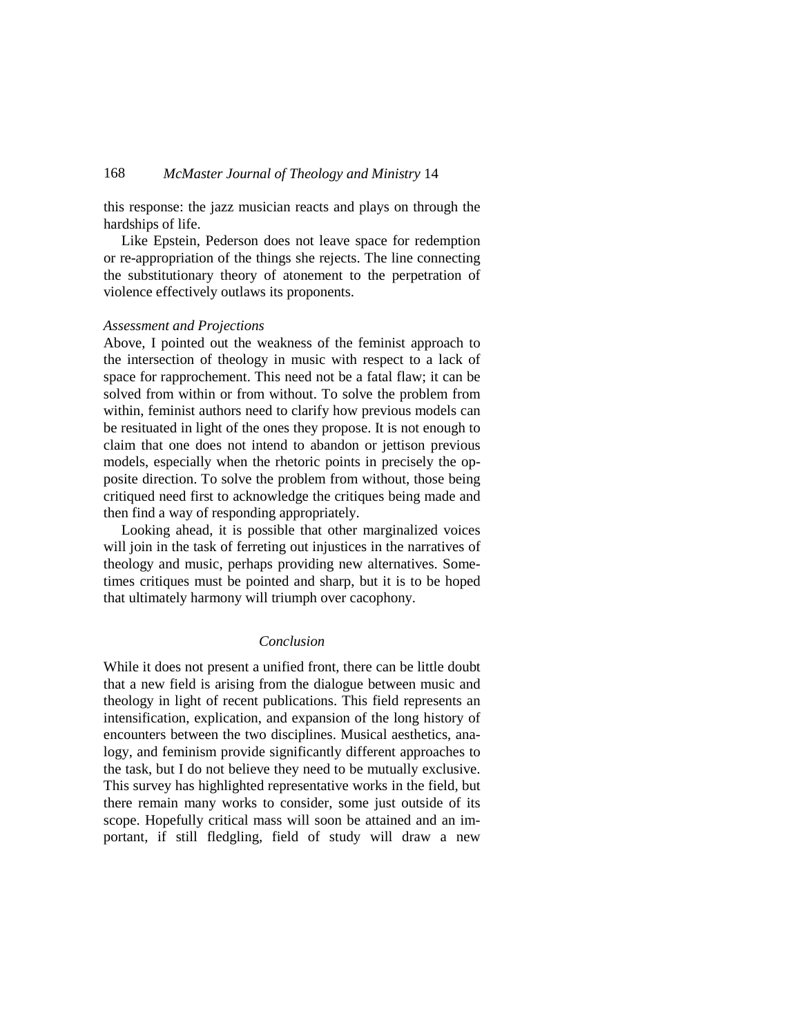this response: the jazz musician reacts and plays on through the hardships of life.

Like Epstein, Pederson does not leave space for redemption or re-appropriation of the things she rejects. The line connecting the substitutionary theory of atonement to the perpetration of violence effectively outlaws its proponents.

*Assessment and Projections*

Above, I pointed out the weakness of the feminist approach to the intersection of theology in music with respect to a lack of space for rapprochement. This need not be a fatal flaw; it can be solved from within or from without. To solve the problem from within, feminist authors need to clarify how previous models can be resituated in light of the ones they propose. It is not enough to claim that one does not intend to abandon or jettison previous models, especially when the rhetoric points in precisely the opposite direction. To solve the problem from without, those being critiqued need first to acknowledge the critiques being made and then find a way of responding appropriately.

Looking ahead, it is possible that other marginalized voices will join in the task of ferreting out injustices in the narratives of theology and music, perhaps providing new alternatives. Sometimes critiques must be pointed and sharp, but it is to be hoped that ultimately harmony will triumph over cacophony.

## *Conclusion*

While it does not present a unified front, there can be little doubt that a new field is arising from the dialogue between music and theology in light of recent publications. This field represents an intensification, explication, and expansion of the long history of encounters between the two disciplines. Musical aesthetics, analogy, and feminism provide significantly different approaches to the task, but I do not believe they need to be mutually exclusive. This survey has highlighted representative works in the field, but there remain many works to consider, some just outside of its scope. Hopefully critical mass will soon be attained and an important, if still fledgling, field of study will draw a new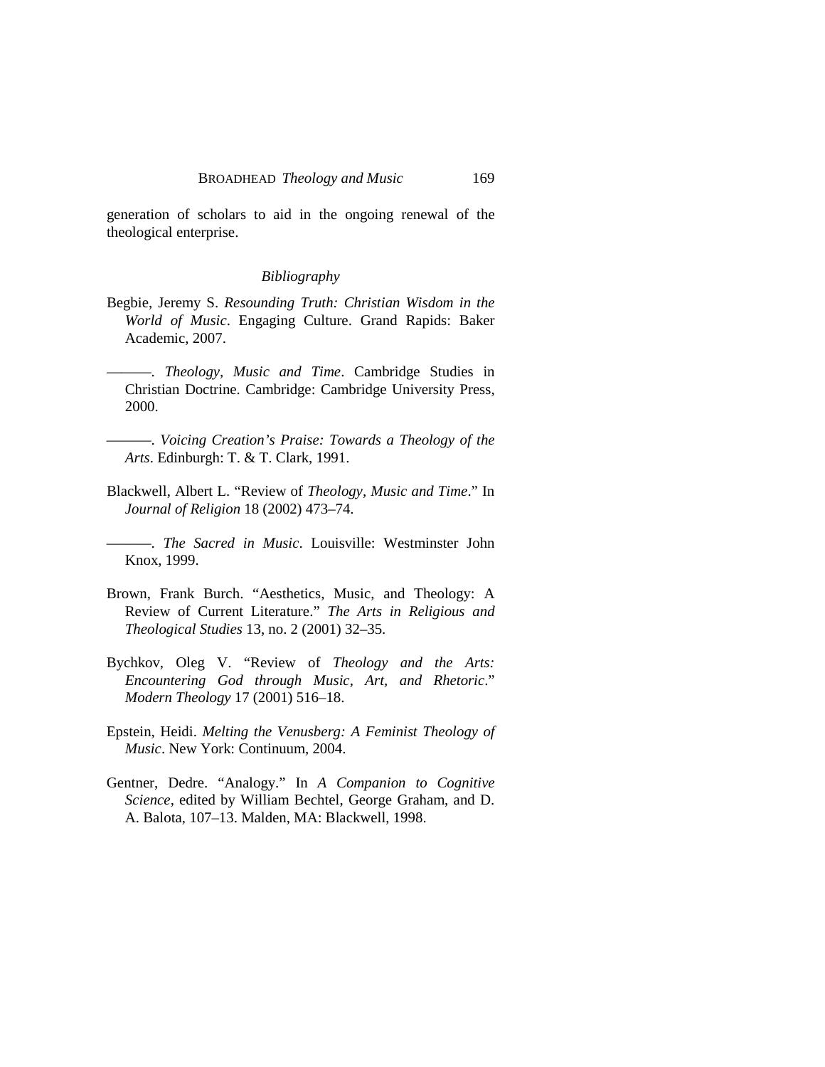generation of scholars to aid in the ongoing renewal of the theological enterprise.

## *Bibliography*

Begbie, Jeremy S. *Resounding Truth: Christian Wisdom in the World of Music*. Engaging Culture. Grand Rapids: Baker Academic, 2007.

———. *Theology, Music and Time*. Cambridge Studies in Christian Doctrine. Cambridge: Cambridge University Press, 2000.

———. *Voicing Creation's Praise: Towards a Theology of the Arts*. Edinburgh: T. & T. Clark, 1991.

Blackwell, Albert L. "Review of *Theology, Music and Time*." In *Journal of Religion* 18 (2002) 473–74.

———. *The Sacred in Music*. Louisville: Westminster John Knox, 1999.

Brown, Frank Burch. "Aesthetics, Music, and Theology: A Review of Current Literature." *The Arts in Religious and Theological Studies* 13, no. 2 (2001) 32–35.

Bychkov, Oleg V. "Review of *Theology and the Arts: Encountering God through Music, Art, and Rhetoric*." *Modern Theology* 17 (2001) 516–18.

Epstein, Heidi. *Melting the Venusberg: A Feminist Theology of Music*. New York: Continuum, 2004.

Gentner, Dedre. "Analogy." In *A Companion to Cognitive Science*, edited by William Bechtel, George Graham, and D. A. Balota, 107–13. Malden, MA: Blackwell, 1998.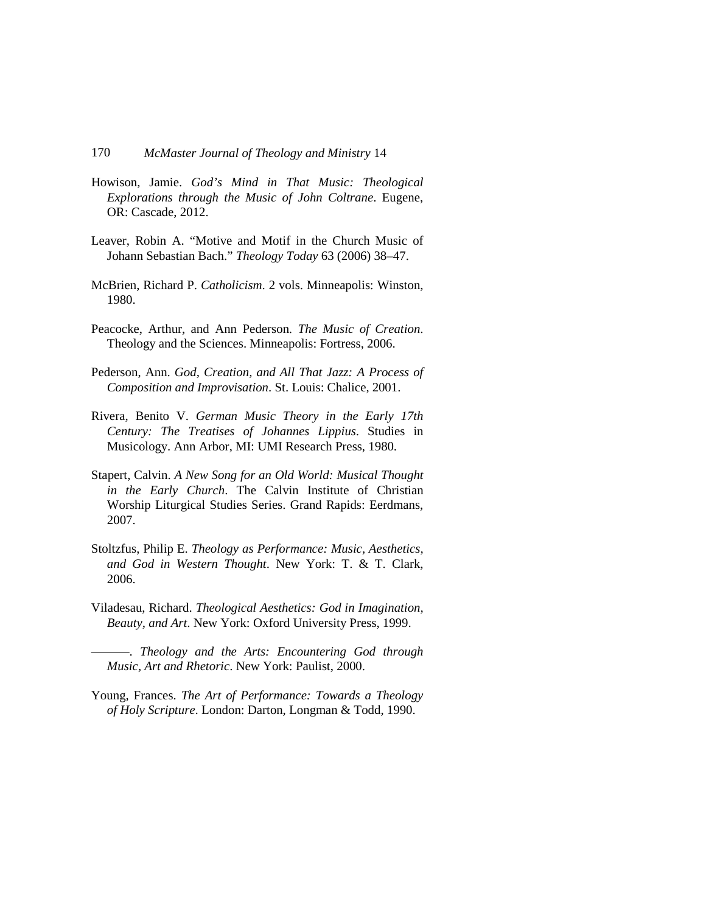Howison, Jamie. *God's Mind in That Music: Theological Explorations through the Music of John Coltrane*. Eugene, OR: Cascade, 2012.

Leaver, Robin A. "Motive and Motif in the Church Music of Johann Sebastian Bach." *Theology Today* 63 (2006) 38–47.

McBrien, Richard P. *Catholicism*. 2 vols. Minneapolis: Winston, 1980.

Peacocke, Arthur, and Ann Pederson. *The Music of Creation*. Theology and the Sciences. Minneapolis: Fortress, 2006.

Pederson, Ann. *God, Creation, and All That Jazz: A Process of Composition and Improvisation*. St. Louis: Chalice, 2001.

Rivera, Benito V. *German Music Theory in the Early 17th Century: The Treatises of Johannes Lippius*. Studies in Musicology. Ann Arbor, MI: UMI Research Press, 1980.

Stapert, Calvin. *A New Song for an Old World: Musical Thought in the Early Church*. The Calvin Institute of Christian Worship Liturgical Studies Series. Grand Rapids: Eerdmans, 2007.

Stoltzfus, Philip E. *Theology as Performance: Music, Aesthetics, and God in Western Thought*. New York: T. & T. Clark, 2006.

Viladesau, Richard. *Theological Aesthetics: God in Imagination, Beauty, and Art*. New York: Oxford University Press, 1999.

———. *Theology and the Arts: Encountering God through Music, Art and Rhetoric*. New York: Paulist, 2000.

Young, Frances. *The Art of Performance: Towards a Theology of Holy Scripture*. London: Darton, Longman & Todd, 1990.